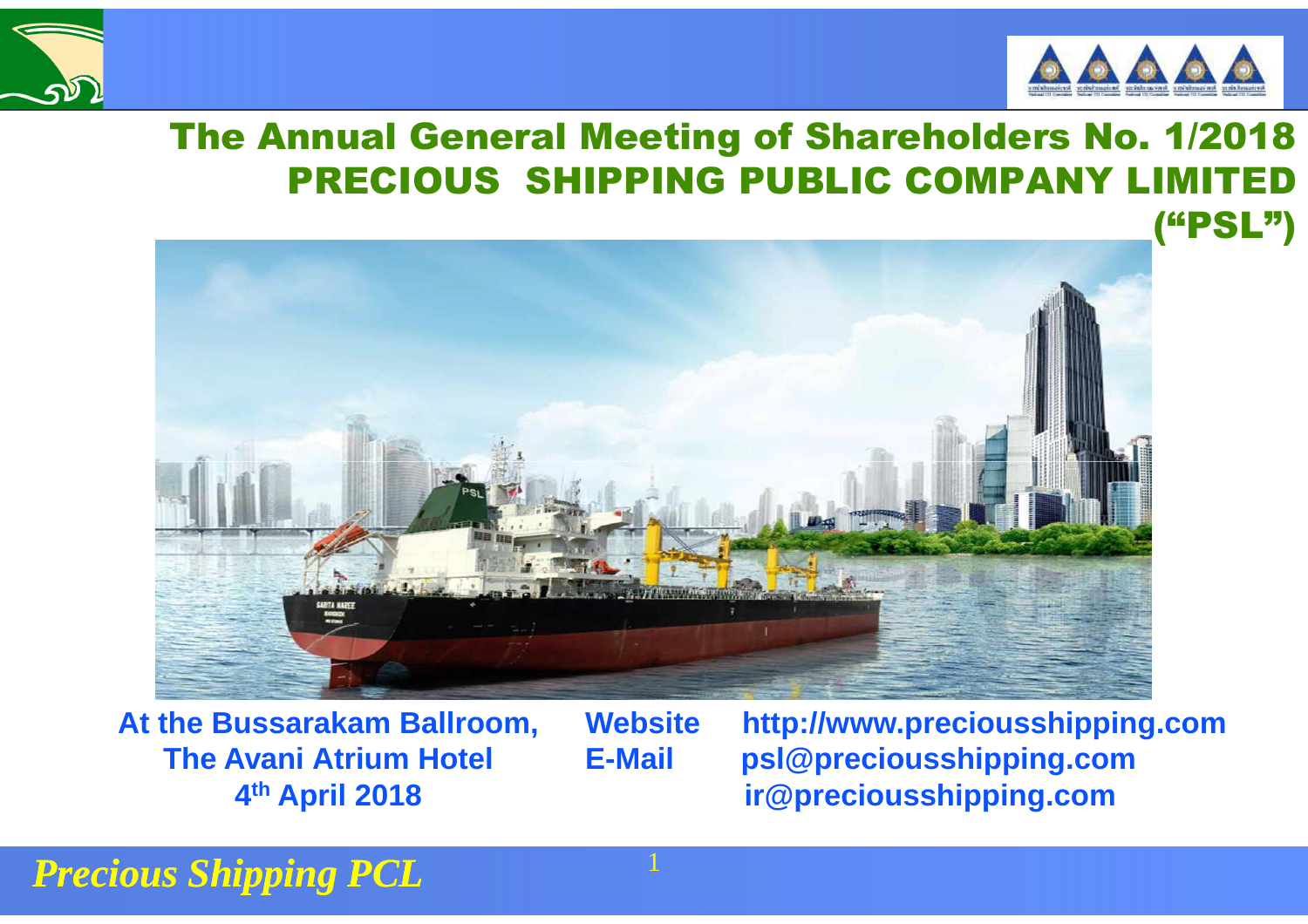# The Annual General Meeting of Shareholders No. 1/2018
# PRECIOUS SHIPPING PUBLIC COMPANY LIMITED ("PSL")

**At the Bussarakam Ballroom,**
**The Avani Atrium Hotel**
**4th April 2018**

**Website** **http://www.preciousshipping.com**
**E-Mail** **psl@preciousshipping.com**
**ir@preciousshipping.com**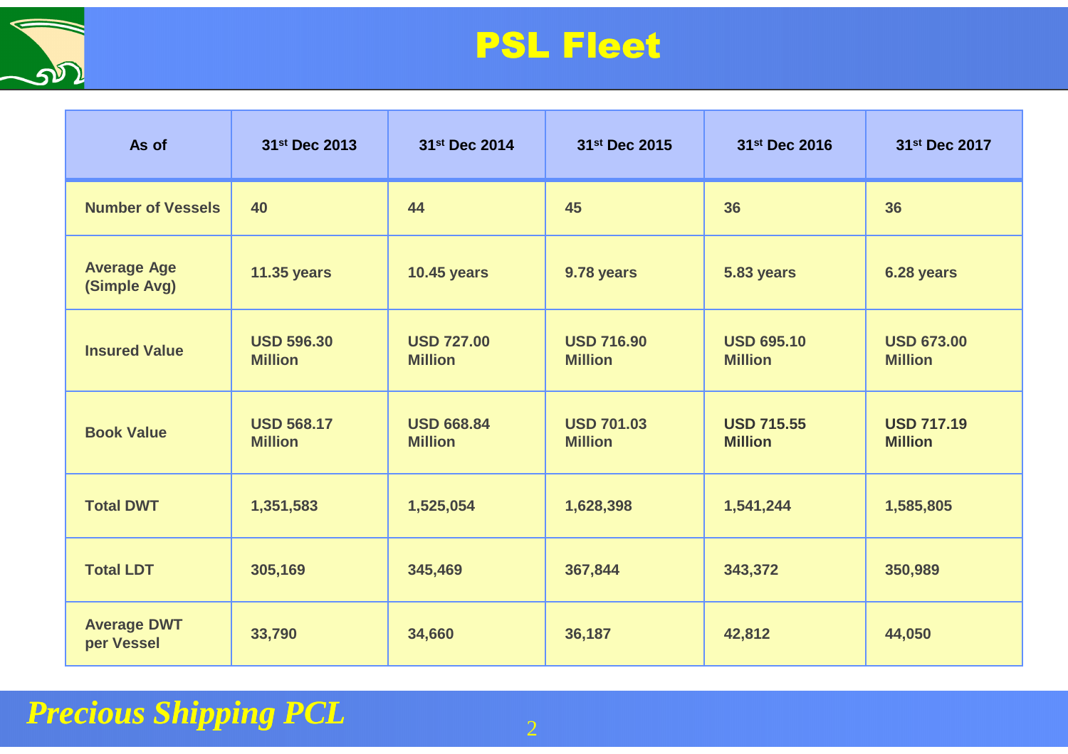# PSL Fleet

| As of | 31st Dec 2013 | 31st Dec 2014 | 31st Dec 2015 | 31st Dec 2016 | 31st Dec 2017 |
|---|---|---|---|---|---|
| **Number of Vessels** | 40 | 44 | 45 | 36 | 36 |
| **Average Age (Simple Avg)** | 11.35 years | 10.45 years | 9.78 years | 5.83 years | 6.28 years |
| **Insured Value** | USD 596.30 Million | USD 727.00 Million | USD 716.90 Million | USD 695.10 Million | USD 673.00 Million |
| **Book Value** | USD 568.17 Million | USD 668.84 Million | USD 701.03 Million | USD 715.55 Million | USD 717.19 Million |
| **Total DWT** | 1,351,583 | 1,525,054 | 1,628,398 | 1,541,244 | 1,585,805 |
| **Total LDT** | 305,169 | 345,469 | 367,844 | 343,372 | 350,989 |
| **Average DWT per Vessel** | 33,790 | 34,660 | 36,187 | 42,812 | 44,050 |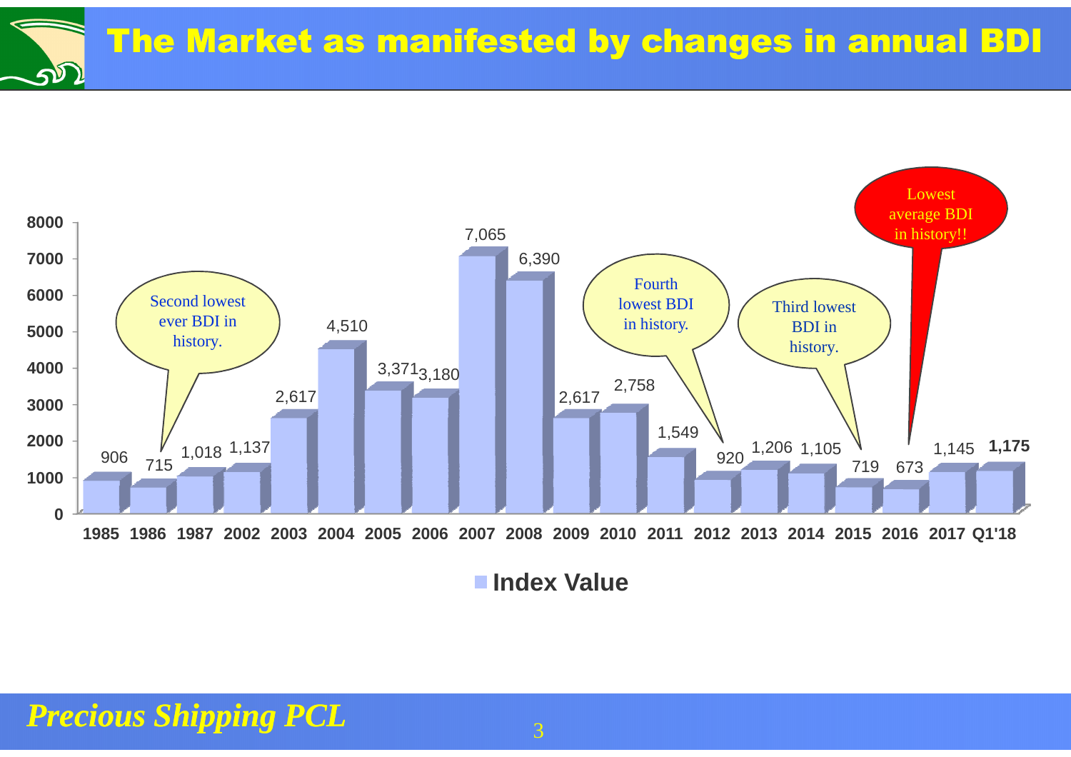# The Market as manifested by changes in annual BDI

| Year | Index Value |
|---|---|
| 1985 | 906 |
| 1986 | 715 |
| 1987 | 1,018 |
| 2002 | 1,137 |
| 2003 | 2,617 |
| 2004 | 4,510 |
| 2005 | 3,371 |
| 2006 | 3,180 |
| 2007 | 7,065 |
| 2008 | 6,390 |
| 2009 | 2,617 |
| 2010 | 2,758 |
| 2011 | 1,549 |
| 2012 | 920 |
| 2013 | 1,206 |
| 2014 | 1,105 |
| 2015 | 719 |
| 2016 | 673 |
| 2017 | 1,145 |
| Q1'18 | **1,175** |

- 1986: Second lowest ever BDI in history.
- 2012: Fourth lowest BDI in history.
- 2015: Third lowest BDI in history.
- 2016: Lowest average BDI in history!!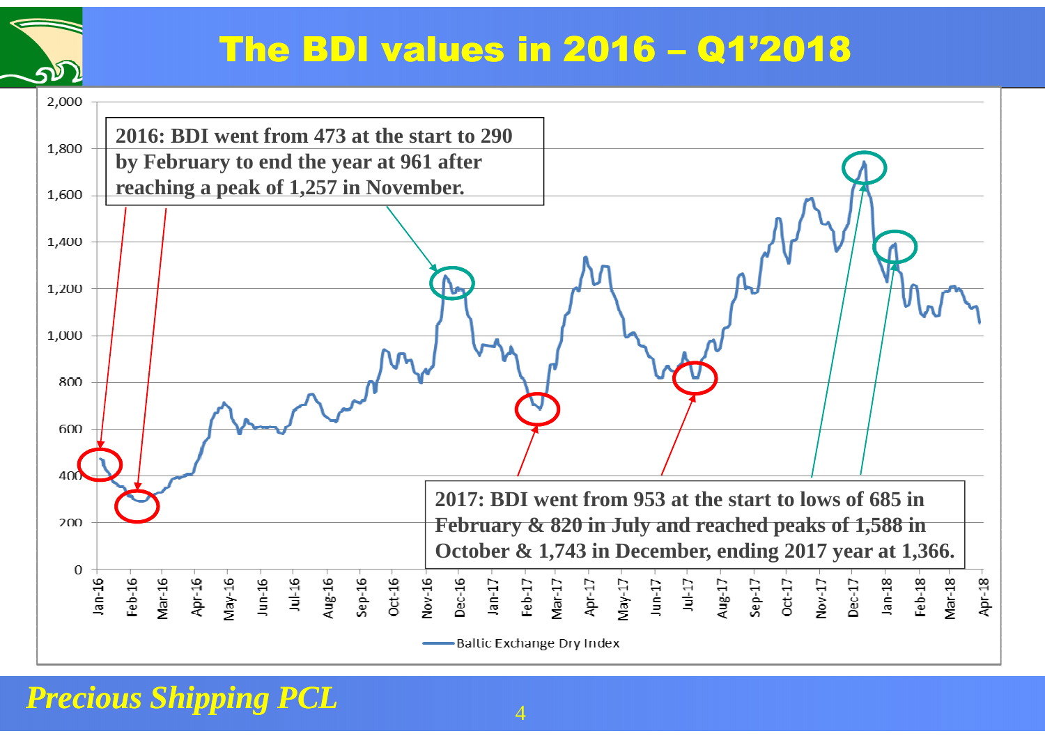# The BDI values in 2016 – Q1'2018

**2016: BDI went from 473 at the start to 290 by February to end the year at 961 after reaching a peak of 1,257 in November.**

**2017: BDI went from 953 at the start to lows of 685 in February & 820 in July and reached peaks of 1,588 in October & 1,743 in December, ending 2017 year at 1,366.**

Baltic Exchange Dry Index

*Precious Shipping PCL*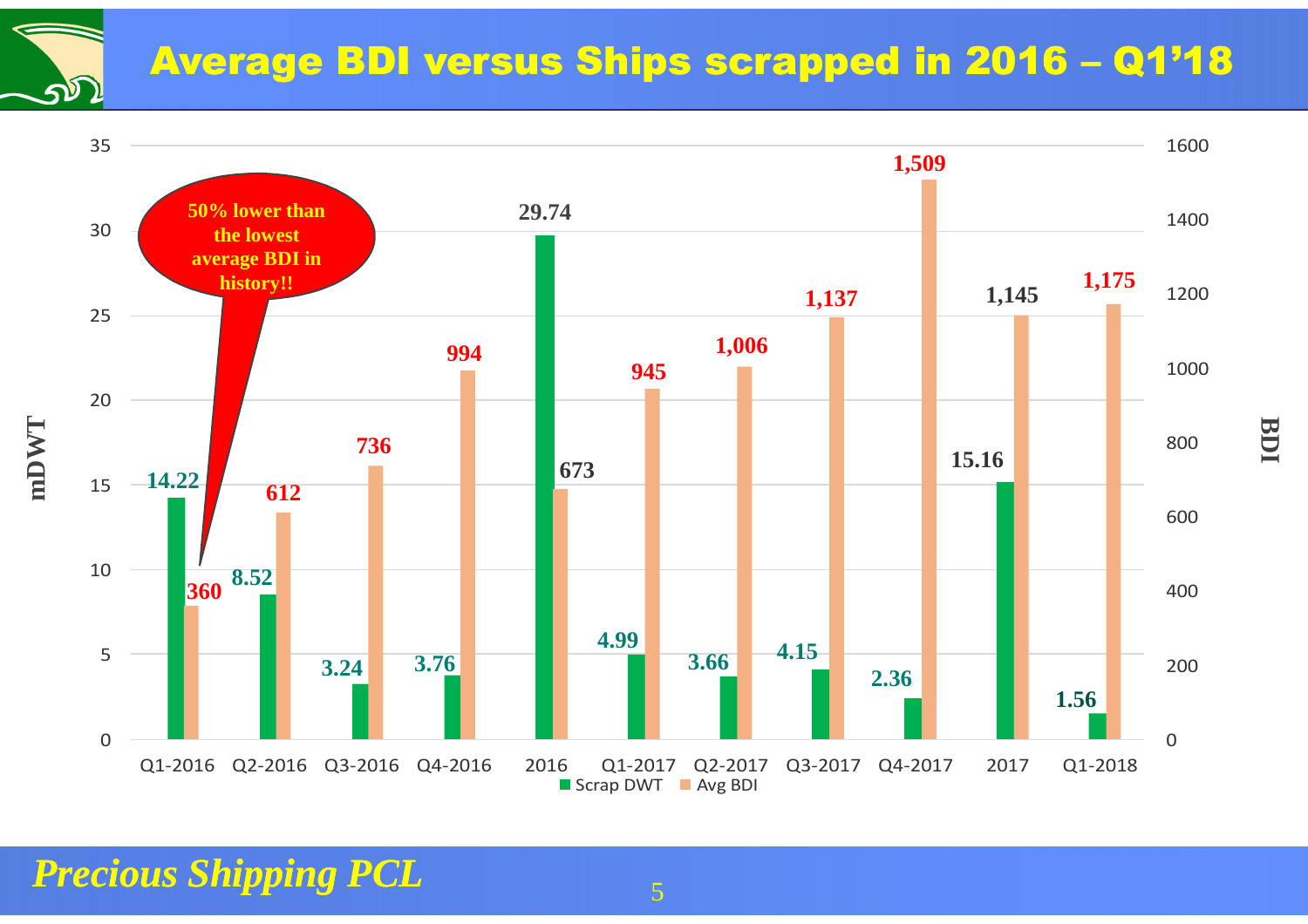# Average BDI versus Ships scrapped in 2016 – Q1'18

| Period | Scrap DWT (mDWT) | Avg BDI |
|---|---|---|
| Q1-2016 | 14.22 | 360 |
| Q2-2016 | 8.52 | 612 |
| Q3-2016 | 3.24 | 736 |
| Q4-2016 | 3.76 | 994 |
| 2016 | 29.74 | 673 |
| Q1-2017 | 4.99 | 945 |
| Q2-2017 | 3.66 | 1,006 |
| Q3-2017 | 4.15 | 1,137 |
| Q4-2017 | 2.36 | 1,509 |
| 2017 | 15.16 | 1,145 |
| Q1-2018 | 1.56 | 1,175 |

50% lower than the lowest average BDI in history!!

*Precious Shipping PCL*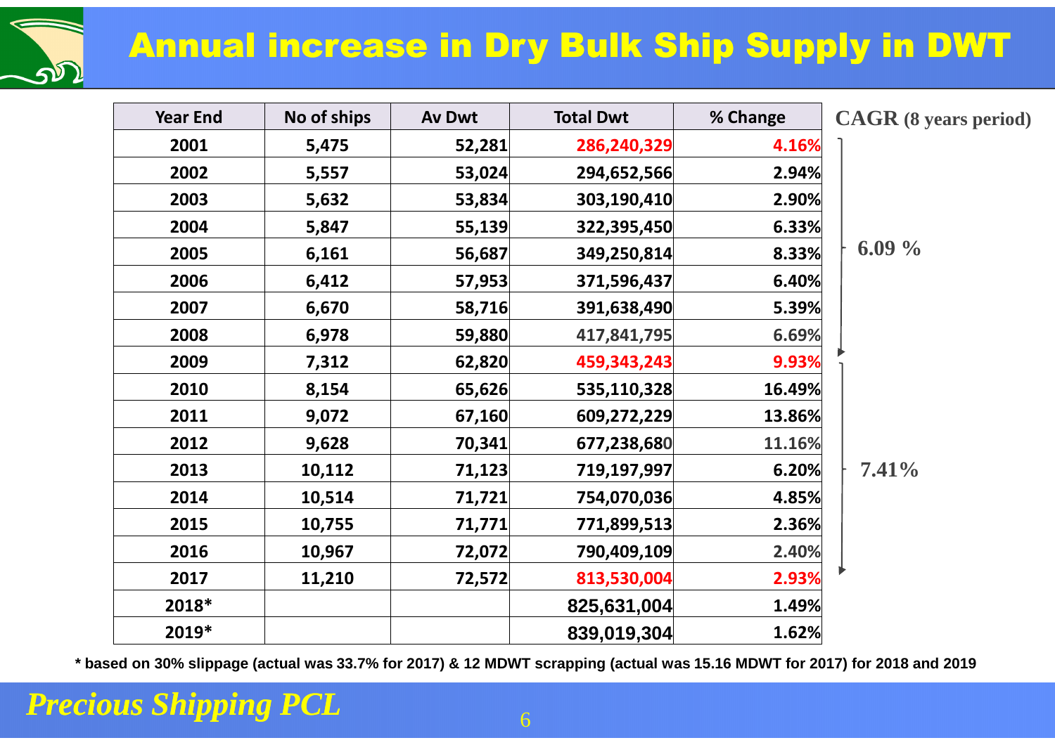# Annual increase in Dry Bulk Ship Supply in DWT

| Year End | No of ships | Av Dwt | Total Dwt | % Change | CAGR (8 years period) |
|---|---|---|---|---|---|
| 2001 | 5,475 | 52,281 | 286,240,329 | 4.16% | |
| 2002 | 5,557 | 53,024 | 294,652,566 | 2.94% | |
| 2003 | 5,632 | 53,834 | 303,190,410 | 2.90% | |
| 2004 | 5,847 | 55,139 | 322,395,450 | 6.33% | |
| 2005 | 6,161 | 56,687 | 349,250,814 | 8.33% | 6.09 % |
| 2006 | 6,412 | 57,953 | 371,596,437 | 6.40% | |
| 2007 | 6,670 | 58,716 | 391,638,490 | 5.39% | |
| 2008 | 6,978 | 59,880 | 417,841,795 | 6.69% | |
| 2009 | 7,312 | 62,820 | 459,343,243 | 9.93% | |
| 2010 | 8,154 | 65,626 | 535,110,328 | 16.49% | |
| 2011 | 9,072 | 67,160 | 609,272,229 | 13.86% | |
| 2012 | 9,628 | 70,341 | 677,238,680 | 11.16% | |
| 2013 | 10,112 | 71,123 | 719,197,997 | 6.20% | 7.41% |
| 2014 | 10,514 | 71,721 | 754,070,036 | 4.85% | |
| 2015 | 10,755 | 71,771 | 771,899,513 | 2.36% | |
| 2016 | 10,967 | 72,072 | 790,409,109 | 2.40% | |
| 2017 | 11,210 | 72,572 | 813,530,004 | 2.93% | |
| 2018* | | | 825,631,004 | 1.49% | |
| 2019* | | | 839,019,304 | 1.62% | |

**\* based on 30% slippage (actual was 33.7% for 2017) & 12 MDWT scrapping (actual was 15.16 MDWT for 2017) for 2018 and 2019**

*Precious Shipping PCL*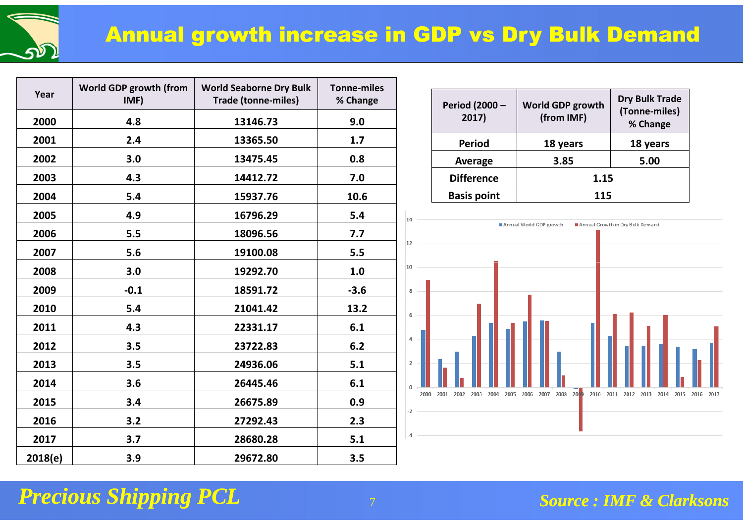# Annual growth increase in GDP vs Dry Bulk Demand

| Year | World GDP growth (from IMF) | World Seaborne Dry Bulk Trade (tonne-miles) | Tonne-miles % Change |
|---|---|---|---|
| 2000 | 4.8 | 13146.73 | 9.0 |
| 2001 | 2.4 | 13365.50 | 1.7 |
| 2002 | 3.0 | 13475.45 | 0.8 |
| 2003 | 4.3 | 14412.72 | 7.0 |
| 2004 | 5.4 | 15937.76 | 10.6 |
| 2005 | 4.9 | 16796.29 | 5.4 |
| 2006 | 5.5 | 18096.56 | 7.7 |
| 2007 | 5.6 | 19100.08 | 5.5 |
| 2008 | 3.0 | 19292.70 | 1.0 |
| 2009 | -0.1 | 18591.72 | -3.6 |
| 2010 | 5.4 | 21041.42 | 13.2 |
| 2011 | 4.3 | 22331.17 | 6.1 |
| 2012 | 3.5 | 23722.83 | 6.2 |
| 2013 | 3.5 | 24936.06 | 5.1 |
| 2014 | 3.6 | 26445.46 | 6.1 |
| 2015 | 3.4 | 26675.89 | 0.9 |
| 2016 | 3.2 | 27292.43 | 2.3 |
| 2017 | 3.7 | 28680.28 | 5.1 |
| 2018(e) | 3.9 | 29672.80 | 3.5 |

| Period (2000 – 2017) | World GDP growth (from IMF) | Dry Bulk Trade (Tonne-miles) % Change |
|---|---|---|
| Period | 18 years | 18 years |
| Average | 3.85 | 5.00 |
| Difference | 1.15 | |
| Basis point | 115 | |

Source : IMF & Clarksons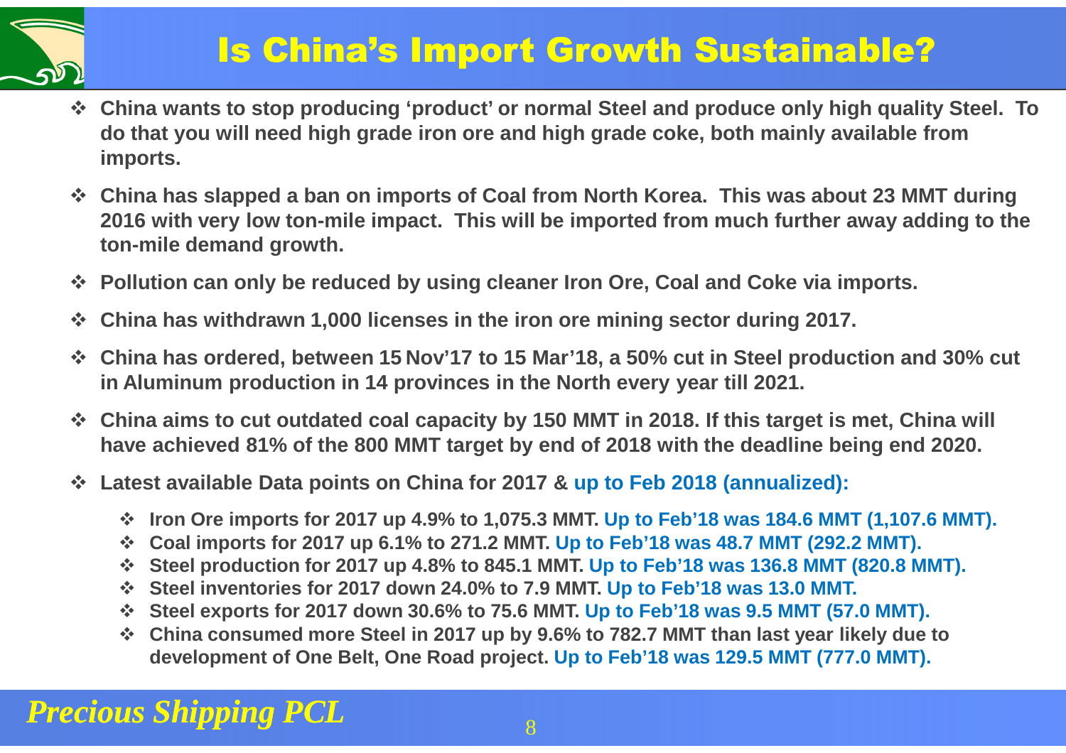# Is China's Import Growth Sustainable?

- China wants to stop producing 'product' or normal Steel and produce only high quality Steel. To do that you will need high grade iron ore and high grade coke, both mainly available from imports.
- China has slapped a ban on imports of Coal from North Korea. This was about 23 MMT during 2016 with very low ton-mile impact. This will be imported from much further away adding to the ton-mile demand growth.
- Pollution can only be reduced by using cleaner Iron Ore, Coal and Coke via imports.
- China has withdrawn 1,000 licenses in the iron ore mining sector during 2017.
- China has ordered, between 15 Nov'17 to 15 Mar'18, a 50% cut in Steel production and 30% cut in Aluminum production in 14 provinces in the North every year till 2021.
- China aims to cut outdated coal capacity by 150 MMT in 2018. If this target is met, China will have achieved 81% of the 800 MMT target by end of 2018 with the deadline being end 2020.
- Latest available Data points on China for 2017 & up to Feb 2018 (annualized):
  - Iron Ore imports for 2017 up 4.9% to 1,075.3 MMT. Up to Feb'18 was 184.6 MMT (1,107.6 MMT).
  - Coal imports for 2017 up 6.1% to 271.2 MMT. Up to Feb'18 was 48.7 MMT (292.2 MMT).
  - Steel production for 2017 up 4.8% to 845.1 MMT. Up to Feb'18 was 136.8 MMT (820.8 MMT).
  - Steel inventories for 2017 down 24.0% to 7.9 MMT. Up to Feb'18 was 13.0 MMT.
  - Steel exports for 2017 down 30.6% to 75.6 MMT. Up to Feb'18 was 9.5 MMT (57.0 MMT).
  - China consumed more Steel in 2017 up by 9.6% to 782.7 MMT than last year likely due to development of One Belt, One Road project. Up to Feb'18 was 129.5 MMT (777.0 MMT).

*Precious Shipping PCL*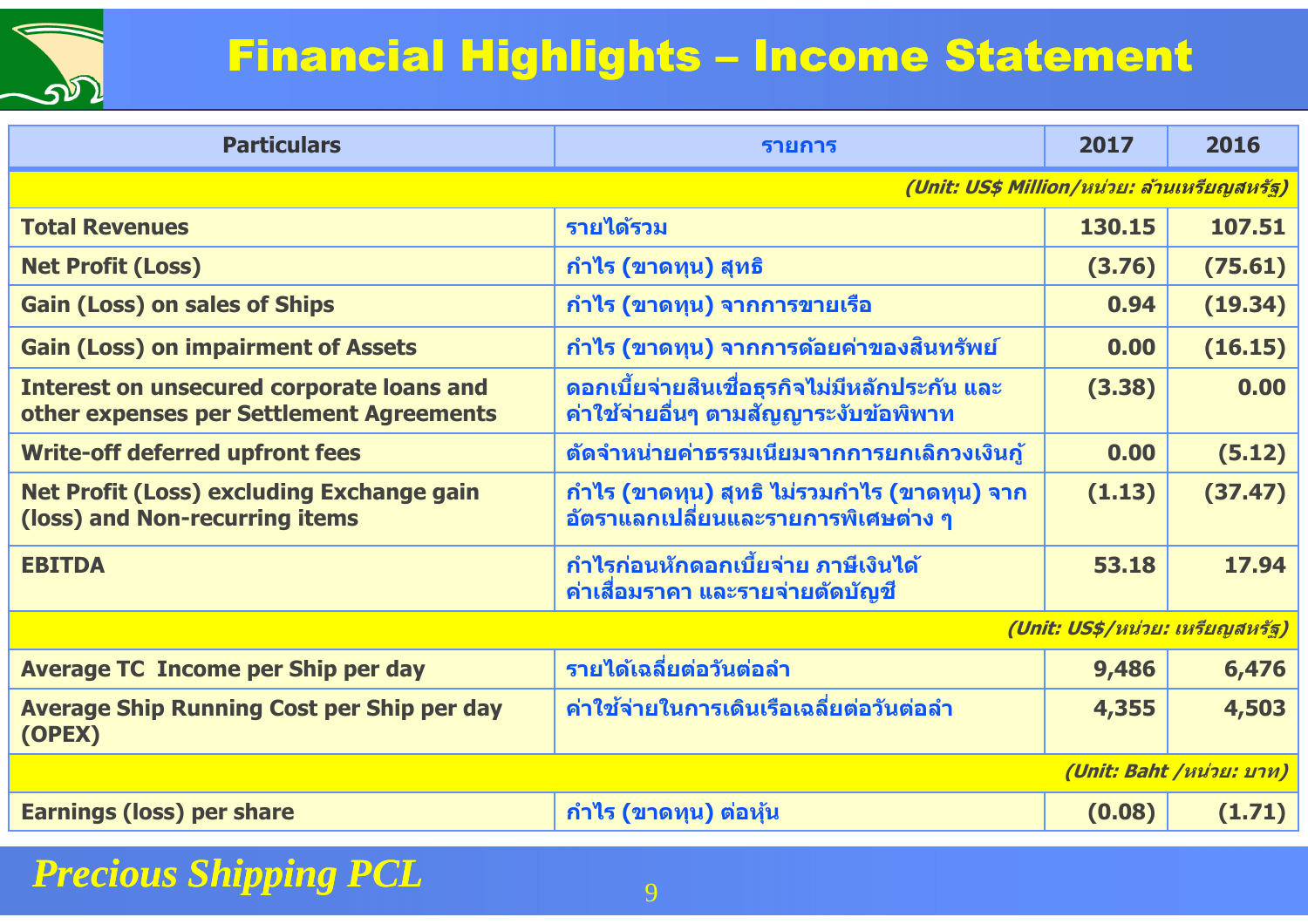# Financial Highlights – Income Statement

| Particulars | รายการ | 2017 | 2016 |
|---|---|---|---|
| | | | *(Unit: US$ Million/หน่วย: ล้านเหรียญสหรัฐ)* |
| **Total Revenues** | รายได้รวม | 130.15 | 107.51 |
| **Net Profit (Loss)** | กำไร (ขาดทุน) สุทธิ | (3.76) | (75.61) |
| **Gain (Loss) on sales of Ships** | กำไร (ขาดทุน) จากการขายเรือ | 0.94 | (19.34) |
| **Gain (Loss) on impairment of Assets** | กำไร (ขาดทุน) จากการด้อยค่าของสินทรัพย์ | 0.00 | (16.15) |
| **Interest on unsecured corporate loans and other expenses per Settlement Agreements** | ดอกเบี้ยจ่ายสินเชื่อธุรกิจไม่มีหลักประกัน และค่าใช้จ่ายอื่นๆ ตามสัญญาระงับข้อพิพาท | (3.38) | 0.00 |
| **Write-off deferred upfront fees** | ตัดจำหน่ายค่าธรรมเนียมจากการยกเลิกวงเงินกู้ | 0.00 | (5.12) |
| **Net Profit (Loss) excluding Exchange gain (loss) and Non-recurring items** | กำไร (ขาดทุน) สุทธิ ไม่รวมกำไร (ขาดทุน) จากอัตราแลกเปลี่ยนและรายการพิเศษต่าง ๆ | (1.13) | (37.47) |
| **EBITDA** | กำไรก่อนหักดอกเบี้ยจ่าย ภาษีเงินได้ ค่าเสื่อมราคา และรายจ่ายตัดบัญชี | 53.18 | 17.94 |
| | | | *(Unit: US$/หน่วย: เหรียญสหรัฐ)* |
| **Average TC Income per Ship per day** | รายได้เฉลี่ยต่อวันต่อลำ | 9,486 | 6,476 |
| **Average Ship Running Cost per Ship per day (OPEX)** | ค่าใช้จ่ายในการเดินเรือเฉลี่ยต่อวันต่อลำ | 4,355 | 4,503 |
| | | | *(Unit: Baht /หน่วย: บาท)* |
| **Earnings (loss) per share** | กำไร (ขาดทุน) ต่อหุ้น | (0.08) | (1.71) |

*Precious Shipping PCL*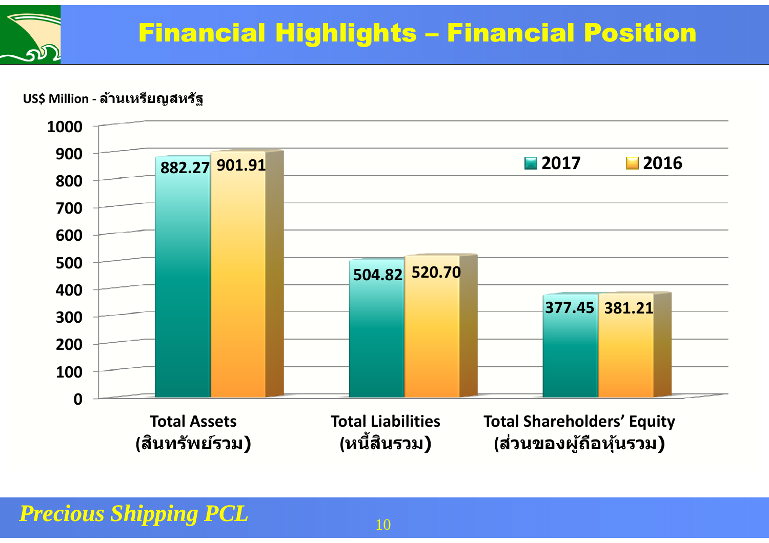# Financial Highlights – Financial Position

US$ Million - ล้านเหรียญสหรัฐ

| | 2017 | 2016 |
|---|---|---|
| Total Assets (สินทรัพย์รวม) | 882.27 | 901.91 |
| Total Liabilities (หนี้สินรวม) | 504.82 | 520.70 |
| Total Shareholders' Equity (ส่วนของผู้ถือหุ้นรวม) | 377.45 | 381.21 |

*Precious Shipping PCL*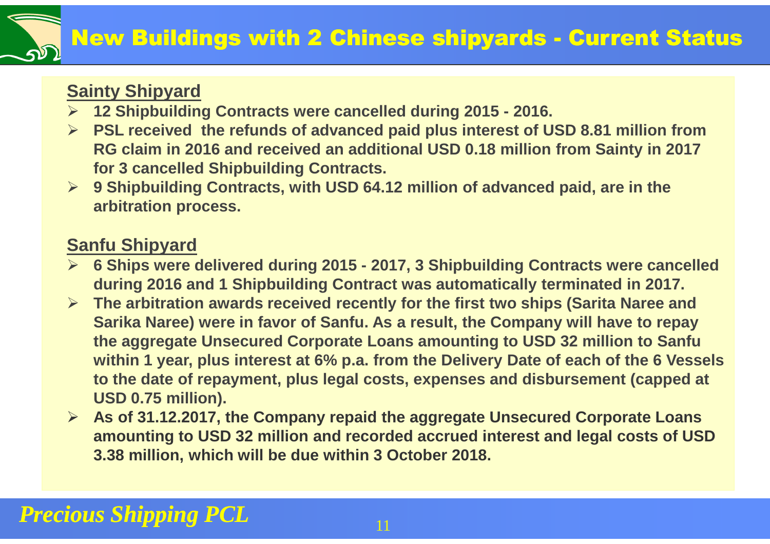# New Buildings with 2 Chinese shipyards - Current Status

## Sainty Shipyard

- **12 Shipbuilding Contracts were cancelled during 2015 - 2016.**
- **PSL received the refunds of advanced paid plus interest of USD 8.81 million from RG claim in 2016 and received an additional USD 0.18 million from Sainty in 2017 for 3 cancelled Shipbuilding Contracts.**
- **9 Shipbuilding Contracts, with USD 64.12 million of advanced paid, are in the arbitration process.**

## Sanfu Shipyard

- **6 Ships were delivered during 2015 - 2017, 3 Shipbuilding Contracts were cancelled during 2016 and 1 Shipbuilding Contract was automatically terminated in 2017.**
- **The arbitration awards received recently for the first two ships (Sarita Naree and Sarika Naree) were in favor of Sanfu. As a result, the Company will have to repay the aggregate Unsecured Corporate Loans amounting to USD 32 million to Sanfu within 1 year, plus interest at 6% p.a. from the Delivery Date of each of the 6 Vessels to the date of repayment, plus legal costs, expenses and disbursement (capped at USD 0.75 million).**
- **As of 31.12.2017, the Company repaid the aggregate Unsecured Corporate Loans amounting to USD 32 million and recorded accrued interest and legal costs of USD 3.38 million, which will be due within 3 October 2018.**

*Precious Shipping PCL*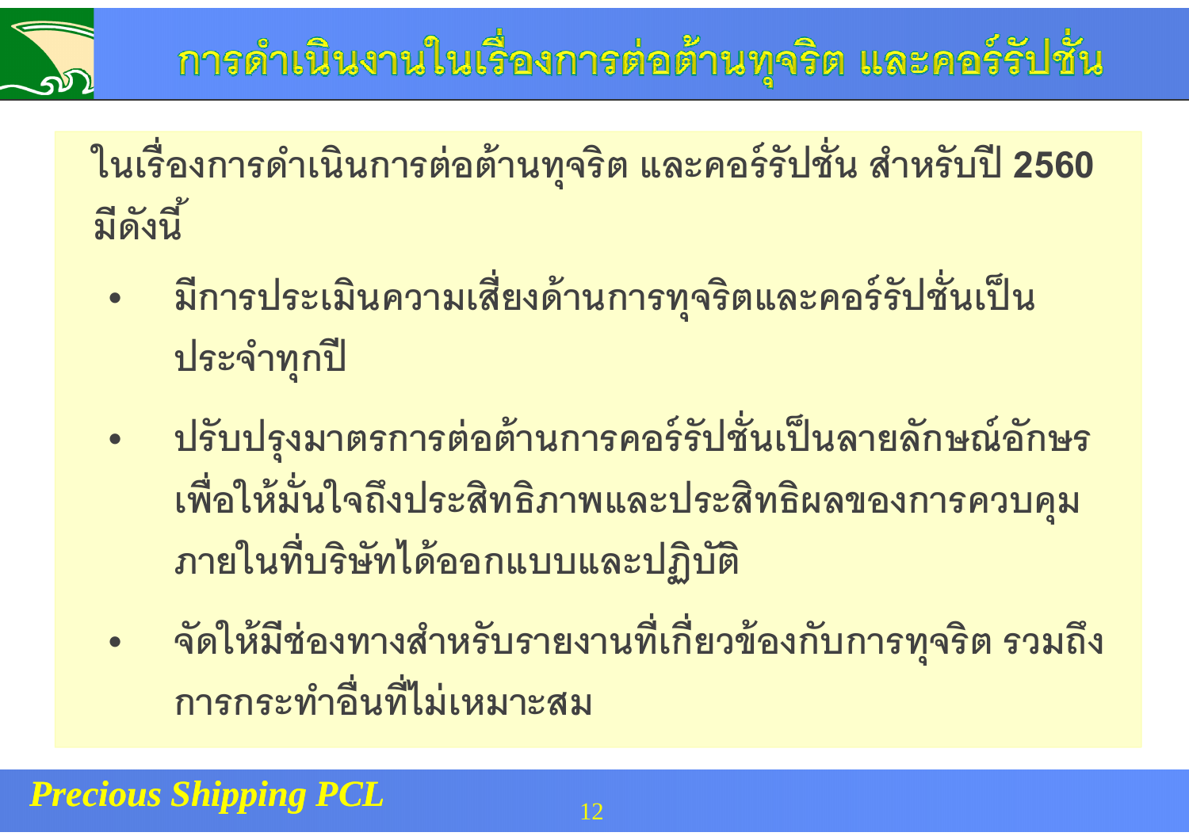# การดำเนินงานในเรื่องการต่อต้านทุจริต และคอร์รัปชั่น

ในเรื่องการดำเนินการต่อต้านทุจริต และคอร์รัปชั่น สำหรับปี 2560 มีดังนี้

- มีการประเมินความเสี่ยงด้านการทุจริตและคอร์รัปชั่นเป็นประจำทุกปี
- ปรับปรุงมาตรการต่อต้านการคอร์รัปชั่นเป็นลายลักษณ์อักษร เพื่อให้มั่นใจถึงประสิทธิภาพและประสิทธิผลของการควบคุมภายในที่บริษัทได้ออกแบบและปฏิบัติ
- จัดให้มีช่องทางสำหรับรายงานที่เกี่ยวข้องกับการทุจริต รวมถึงการกระทำอื่นที่ไม่เหมาะสม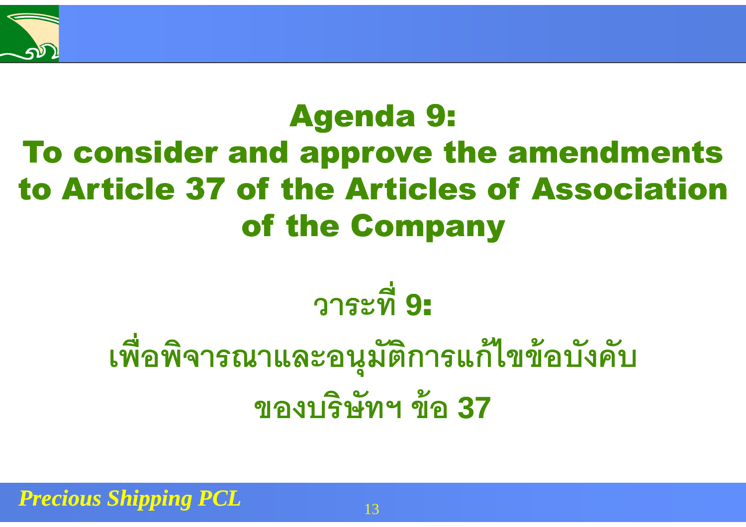# Agenda 9:
# To consider and approve the amendments to Article 37 of the Articles of Association of the Company

# วาระที่ 9:
# เพื่อพิจารณาและอนุมัติการแก้ไขข้อบังคับของบริษัทฯ ข้อ 37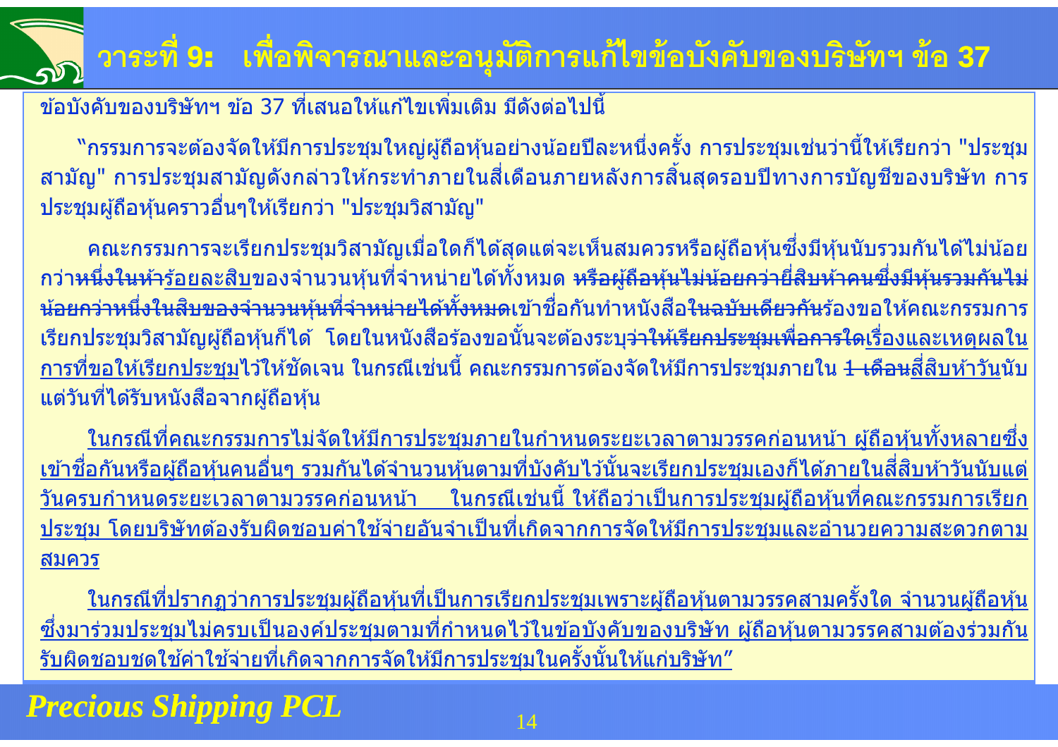# วาระที่ 9: เพื่อพิจารณาและอนุมัติการแก้ไขข้อบังคับของบริษัทฯ ข้อ 37

ข้อบังคับของบริษัทฯ ข้อ 37 ที่เสนอให้แก้ไขเพิ่มเติม มีดังต่อไปนี้

"กรรมการจะต้องจัดให้มีการประชุมใหญ่ผู้ถือหุ้นอย่างน้อยปีละหนึ่งครั้ง การประชุมเช่นว่านี้ให้เรียกว่า "ประชุมสามัญ" การประชุมสามัญดังกล่าวให้กระทำภายในสี่เดือนภายหลังการสิ้นสุดรอบปีทางการบัญชีของบริษัท การประชุมผู้ถือหุ้นคราวอื่นๆให้เรียกว่า "ประชุมวิสามัญ"

คณะกรรมการจะเรียกประชุมวิสามัญเมื่อใดก็ได้สุดแต่จะเห็นสมควรหรือผู้ถือหุ้นซึ่งมีหุ้นนับรวมกันได้ไม่น้อยกว่า~~หนึ่งในห้า~~<u>ร้อยละสิบ</u>ของจำนวนหุ้นที่จำหน่ายได้ทั้งหมด ~~หรือผู้ถือหุ้นไม่น้อยกว่ายี่สิบห้าคนซึ่งมีหุ้นรวมกันไม่น้อยกว่าหนึ่งในสิบของจำนวนหุ้นที่จำหน่ายได้ทั้งหมด~~เข้าชื่อกันทำหนังสือ~~ในฉบับเดียวกัน~~ร้องขอให้คณะกรรมการเรียกประชุมวิสามัญผู้ถือหุ้นก็ได้ โดยในหนังสือร้องขอนั้นจะต้องระบุ~~ว่าให้เรียกประชุมเพื่อการใด~~<u>เรื่องและเหตุผลในการที่ขอให้เรียกประชุม</u>ไว้ให้ชัดเจน ในกรณีเช่นนี้ คณะกรรมการต้องจัดให้มีการประชุมภายใน ~~1 เดือน~~<u>สี่สิบห้าวัน</u>นับแต่วันที่ได้รับหนังสือจากผู้ถือหุ้น

<u>ในกรณีที่คณะกรรมการไม่จัดให้มีการประชุมภายในกำหนดระยะเวลาตามวรรคก่อนหน้า ผู้ถือหุ้นทั้งหลายซึ่งเข้าชื่อกันหรือผู้ถือหุ้นคนอื่นๆ รวมกันได้จำนวนหุ้นตามที่บังคับไว้นั้นจะเรียกประชุมเองก็ได้ภายในสี่สิบห้าวันนับแต่วันครบกำหนดระยะเวลาตามวรรคก่อนหน้า ในกรณีเช่นนี้ ให้ถือว่าเป็นการประชุมผู้ถือหุ้นที่คณะกรรมการเรียกประชุม โดยบริษัทต้องรับผิดชอบค่าใช้จ่ายอันจำเป็นที่เกิดจากการจัดให้มีการประชุมและอำนวยความสะดวกตามสมควร</u>

<u>ในกรณีที่ปรากฏว่าการประชุมผู้ถือหุ้นที่เป็นการเรียกประชุมเพราะผู้ถือหุ้นตามวรรคสามครั้งใด จำนวนผู้ถือหุ้นซึ่งมาร่วมประชุมไม่ครบเป็นองค์ประชุมตามที่กำหนดไว้ในข้อบังคับของบริษัท ผู้ถือหุ้นตามวรรคสามต้องร่วมกันรับผิดชอบชดใช้ค่าใช้จ่ายที่เกิดจากการจัดให้มีการประชุมในครั้งนั้นให้แก่บริษัท"</u>

*Precious Shipping PCL*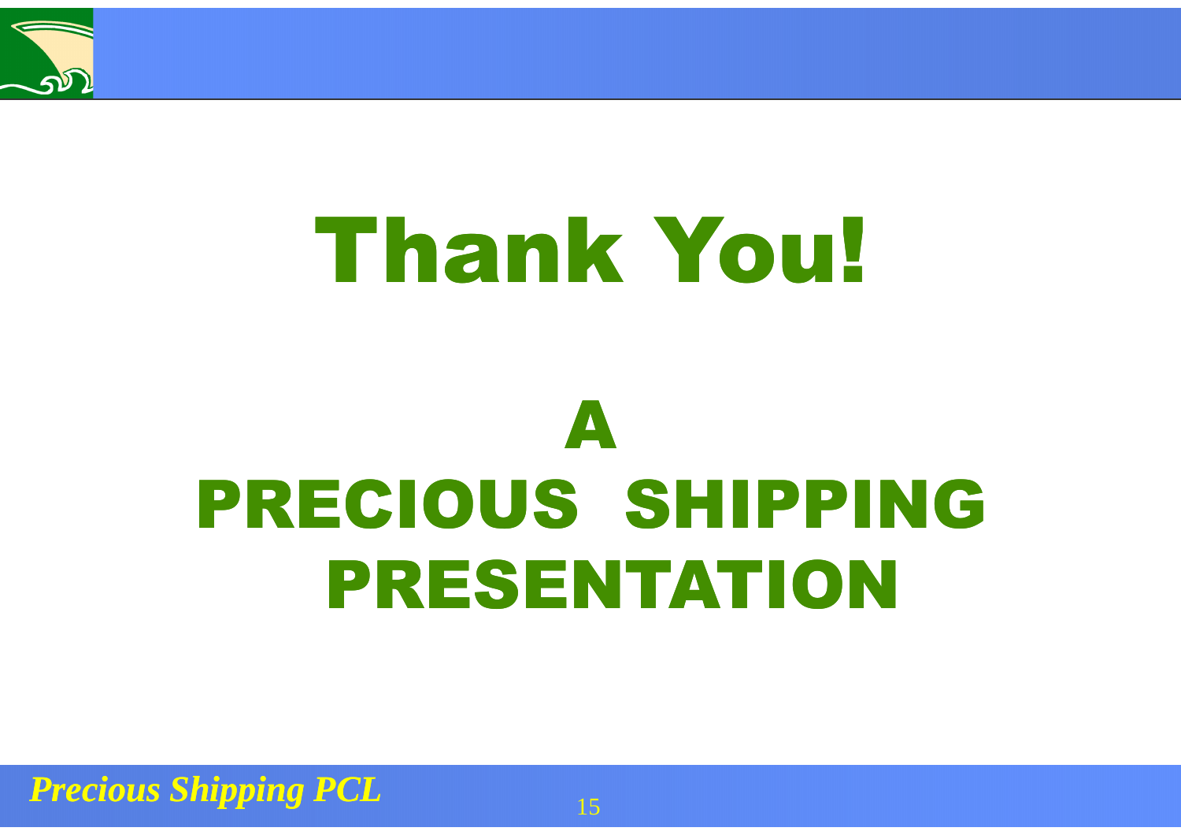# Thank You!

# A
# PRECIOUS SHIPPING PRESENTATION